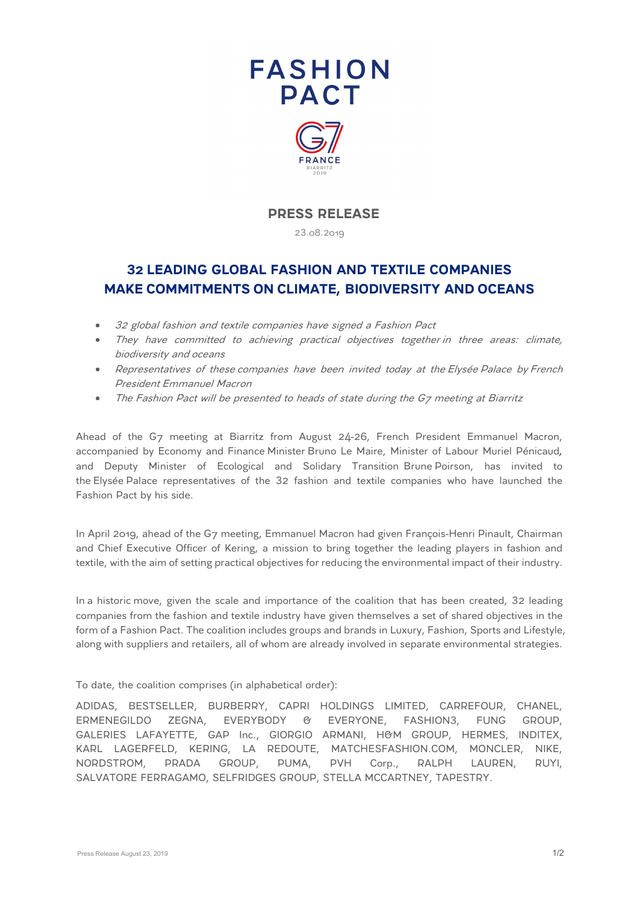FASHION PACT

G7 FRANCE BIARRITZ 2019

## PRESS RELEASE

23.08.2019

# 32 LEADING GLOBAL FASHION AND TEXTILE COMPANIES MAKE COMMITMENTS ON CLIMATE, BIODIVERSITY AND OCEANS

- *32 global fashion and textile companies have signed a Fashion Pact*
- *They have committed to achieving practical objectives together in three areas: climate, biodiversity and oceans*
- *Representatives of these companies have been invited today at the Elysée Palace by French President Emmanuel Macron*
- *The Fashion Pact will be presented to heads of state during the G7 meeting at Biarritz*

Ahead of the G7 meeting at Biarritz from August 24-26, French President Emmanuel Macron, accompanied by Economy and Finance Minister Bruno Le Maire, Minister of Labour Muriel Pénicaud, and Deputy Minister of Ecological and Solidary Transition Brune Poirson, has invited to the Elysée Palace representatives of the 32 fashion and textile companies who have launched the Fashion Pact by his side.

In April 2019, ahead of the G7 meeting, Emmanuel Macron had given François-Henri Pinault, Chairman and Chief Executive Officer of Kering, a mission to bring together the leading players in fashion and textile, with the aim of setting practical objectives for reducing the environmental impact of their industry.

In a historic move, given the scale and importance of the coalition that has been created, 32 leading companies from the fashion and textile industry have given themselves a set of shared objectives in the form of a Fashion Pact. The coalition includes groups and brands in Luxury, Fashion, Sports and Lifestyle, along with suppliers and retailers, all of whom are already involved in separate environmental strategies.

To date, the coalition comprises (in alphabetical order):

ADIDAS, BESTSELLER, BURBERRY, CAPRI HOLDINGS LIMITED, CARREFOUR, CHANEL, ERMENEGILDO ZEGNA, EVERYBODY & EVERYONE, FASHION3, FUNG GROUP, GALERIES LAFAYETTE, GAP Inc., GIORGIO ARMANI, H&M GROUP, HERMES, INDITEX, KARL LAGERFELD, KERING, LA REDOUTE, MATCHESFASHION.COM, MONCLER, NIKE, NORDSTROM, PRADA GROUP, PUMA, PVH Corp., RALPH LAUREN, RUYI, SALVATORE FERRAGAMO, SELFRIDGES GROUP, STELLA MCCARTNEY, TAPESTRY.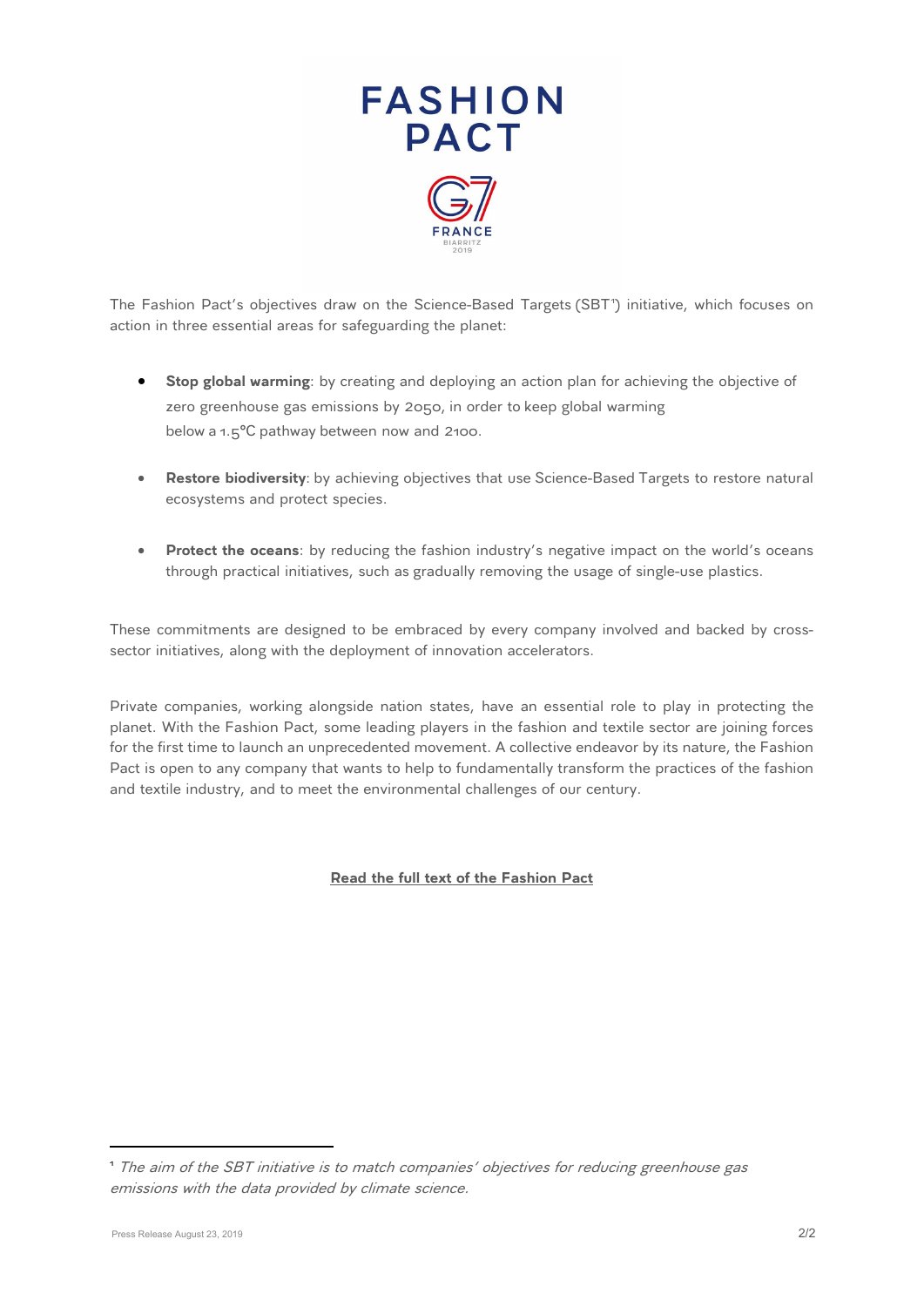# FASHION PACT

G7 FRANCE BIARRITZ 2019

The Fashion Pact's objectives draw on the Science-Based Targets (SBT[1]) initiative, which focuses on action in three essential areas for safeguarding the planet:

- **Stop global warming**: by creating and deploying an action plan for achieving the objective of zero greenhouse gas emissions by 2050, in order to keep global warming below a 1.5°C pathway between now and 2100.

- **Restore biodiversity**: by achieving objectives that use Science-Based Targets to restore natural ecosystems and protect species.

- **Protect the oceans**: by reducing the fashion industry's negative impact on the world's oceans through practical initiatives, such as gradually removing the usage of single-use plastics.

These commitments are designed to be embraced by every company involved and backed by cross-sector initiatives, along with the deployment of innovation accelerators.

Private companies, working alongside nation states, have an essential role to play in protecting the planet. With the Fashion Pact, some leading players in the fashion and textile sector are joining forces for the first time to launch an unprecedented movement. A collective endeavor by its nature, the Fashion Pact is open to any company that wants to help to fundamentally transform the practices of the fashion and textile industry, and to meet the environmental challenges of our century.

**Read the full text of the Fashion Pact**

[1] *The aim of the SBT initiative is to match companies' objectives for reducing greenhouse gas emissions with the data provided by climate science.*

Press Release August 23, 2019